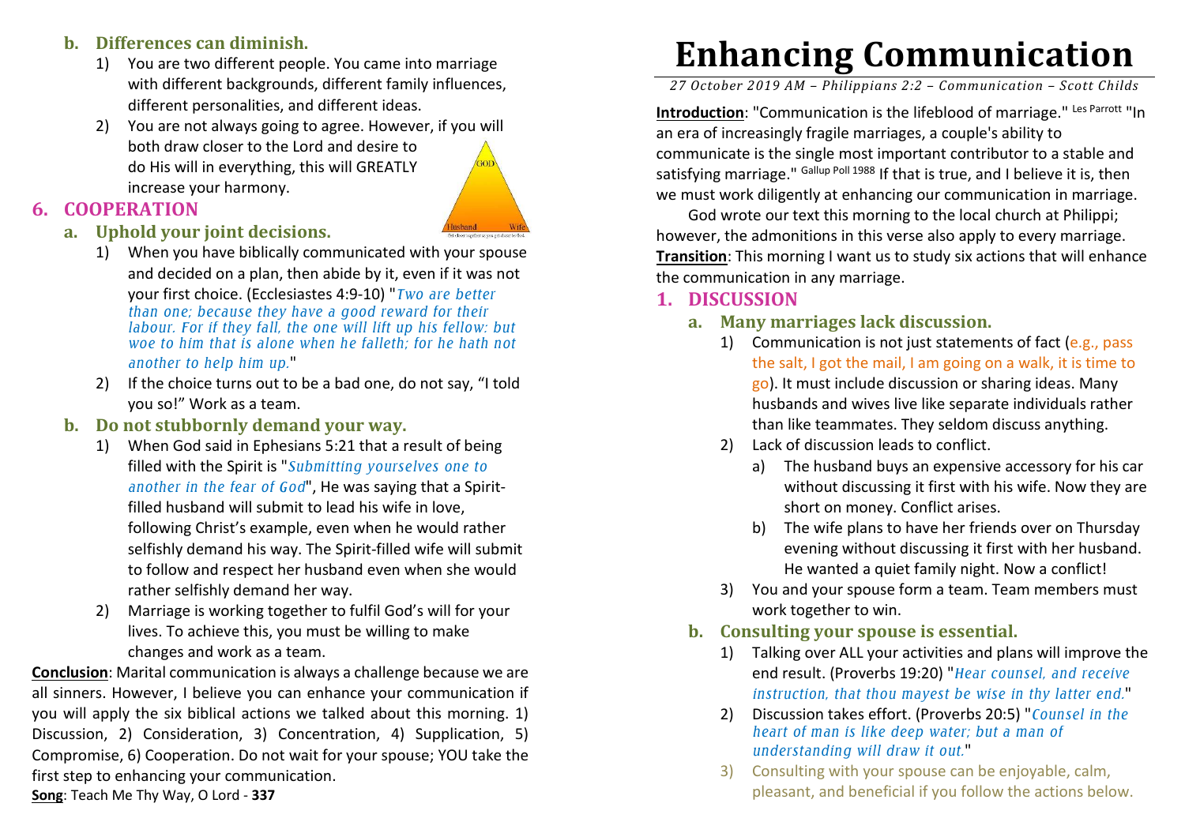# Enhancing Communication

*27 October 2019 AM – Philippians 2:2 – Communication – Scott Childs*

**Introduction**: "Communication is the lifeblood of marriage." [Les Parrott] "In an era of increasingly fragile marriages, a couple's ability to communicate is the single most important contributor to a stable and satisfying marriage." [Gallup Poll 1988] If that is true, and I believe it is, then we must work diligently at enhancing our communication in marriage.

God wrote our text this morning to the local church at Philippi; however, the admonitions in this verse also apply to every marriage.

**Transition**: This morning I want us to study six actions that will enhance the communication in any marriage.

## 1. DISCUSSION

### a. Many marriages lack discussion.

1) Communication is not just statements of fact (e.g., pass the salt, I got the mail, I am going on a walk, it is time to go). It must include discussion or sharing ideas. Many husbands and wives live like separate individuals rather than like teammates. They seldom discuss anything.
2) Lack of discussion leads to conflict.
   a) The husband buys an expensive accessory for his car without discussing it first with his wife. Now they are short on money. Conflict arises.
   b) The wife plans to have her friends over on Thursday evening without discussing it first with her husband. He wanted a quiet family night. Now a conflict!
3) You and your spouse form a team. Team members must work together to win.

### b. Consulting your spouse is essential.

1) Talking over ALL your activities and plans will improve the end result. (Proverbs 19:20) "*Hear counsel, and receive instruction, that thou mayest be wise in thy latter end.*"
2) Discussion takes effort. (Proverbs 20:5) "*Counsel in the heart of man is like deep water; but a man of understanding will draw it out.*"
3) Consulting with your spouse can be enjoyable, calm, pleasant, and beneficial if you follow the actions below.

---

### b. Differences can diminish.

1) You are two different people. You came into marriage with different backgrounds, different family influences, different personalities, and different ideas.
2) You are not always going to agree. However, if you will both draw closer to the Lord and desire to do His will in everything, this will GREATLY increase your harmony.

## 6. COOPERATION

### a. Uphold your joint decisions.

1) When you have biblically communicated with your spouse and decided on a plan, then abide by it, even if it was not your first choice. (Ecclesiastes 4:9-10) "*Two are better than one; because they have a good reward for their labour. For if they fall, the one will lift up his fellow: but woe to him that is alone when he falleth; for he hath not another to help him up.*"
2) If the choice turns out to be a bad one, do not say, "I told you so!" Work as a team.

### b. Do not stubbornly demand your way.

1) When God said in Ephesians 5:21 that a result of being filled with the Spirit is "*Submitting yourselves one to another in the fear of God*", He was saying that a Spirit-filled husband will submit to lead his wife in love, following Christ's example, even when he would rather selfishly demand his way. The Spirit-filled wife will submit to follow and respect her husband even when she would rather selfishly demand her way.
2) Marriage is working together to fulfil God's will for your lives. To achieve this, you must be willing to make changes and work as a team.

**Conclusion**: Marital communication is always a challenge because we are all sinners. However, I believe you can enhance your communication if you will apply the six biblical actions we talked about this morning. 1) Discussion, 2) Consideration, 3) Concentration, 4) Supplication, 5) Compromise, 6) Cooperation. Do not wait for your spouse; YOU take the first step to enhancing your communication.

**Song**: Teach Me Thy Way, O Lord - **337**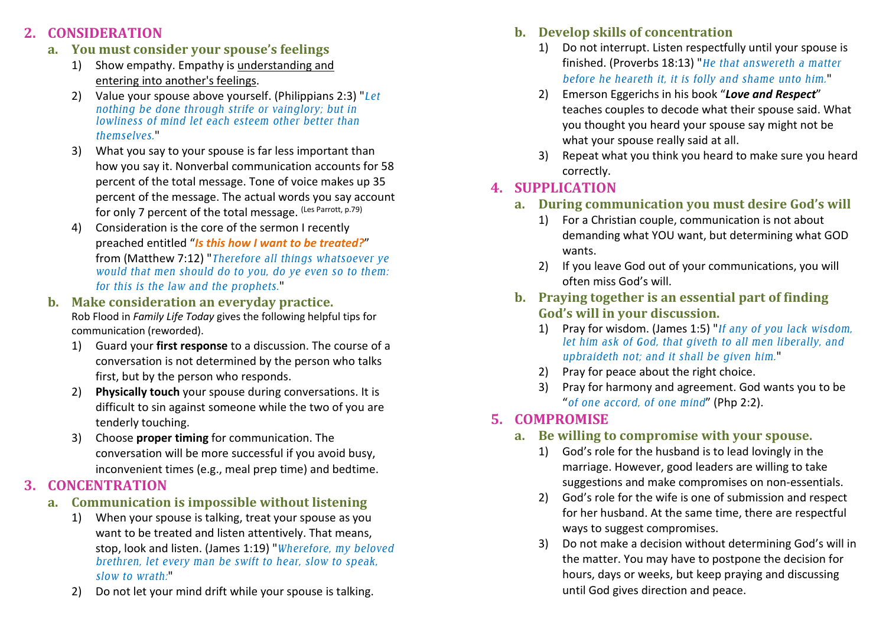## 2. CONSIDERATION

### a. You must consider your spouse's feelings

1) Show empathy. Empathy is understanding and entering into another's feelings.
2) Value your spouse above yourself. (Philippians 2:3) "*Let nothing be done through strife or vainglory; but in lowliness of mind let each esteem other better than themselves.*"
3) What you say to your spouse is far less important than how you say it. Nonverbal communication accounts for 58 percent of the total message. Tone of voice makes up 35 percent of the message. The actual words you say account for only 7 percent of the total message. (Les Parrott, p.79)
4) Consideration is the core of the sermon I recently preached entitled "***Is this how I want to be treated?***" from (Matthew 7:12) "*Therefore all things whatsoever ye would that men should do to you, do ye even so to them: for this is the law and the prophets.*"

### b. Make consideration an everyday practice.

Rob Flood in *Family Life Today* gives the following helpful tips for communication (reworded).

1) Guard your **first response** to a discussion. The course of a conversation is not determined by the person who talks first, but by the person who responds.
2) **Physically touch** your spouse during conversations. It is difficult to sin against someone while the two of you are tenderly touching.
3) Choose **proper timing** for communication. The conversation will be more successful if you avoid busy, inconvenient times (e.g., meal prep time) and bedtime.

## 3. CONCENTRATION

### a. Communication is impossible without listening

1) When your spouse is talking, treat your spouse as you want to be treated and listen attentively. That means, stop, look and listen. (James 1:19) "*Wherefore, my beloved brethren, let every man be swift to hear, slow to speak, slow to wrath:*"
2) Do not let your mind drift while your spouse is talking.

### b. Develop skills of concentration

1) Do not interrupt. Listen respectfully until your spouse is finished. (Proverbs 18:13) "*He that answereth a matter before he heareth it, it is folly and shame unto him.*"
2) Emerson Eggerichs in his book "***Love and Respect***" teaches couples to decode what their spouse said. What you thought you heard your spouse say might not be what your spouse really said at all.
3) Repeat what you think you heard to make sure you heard correctly.

## 4. SUPPLICATION

### a. During communication you must desire God's will

1) For a Christian couple, communication is not about demanding what YOU want, but determining what GOD wants.
2) If you leave God out of your communications, you will often miss God's will.

### b. Praying together is an essential part of finding God's will in your discussion.

1) Pray for wisdom. (James 1:5) "*If any of you lack wisdom, let him ask of God, that giveth to all men liberally, and upbraideth not; and it shall be given him.*"
2) Pray for peace about the right choice.
3) Pray for harmony and agreement. God wants you to be "*of one accord, of one mind*" (Php 2:2).

## 5. COMPROMISE

### a. Be willing to compromise with your spouse.

1) God's role for the husband is to lead lovingly in the marriage. However, good leaders are willing to take suggestions and make compromises on non-essentials.
2) God's role for the wife is one of submission and respect for her husband. At the same time, there are respectful ways to suggest compromises.
3) Do not make a decision without determining God's will in the matter. You may have to postpone the decision for hours, days or weeks, but keep praying and discussing until God gives direction and peace.